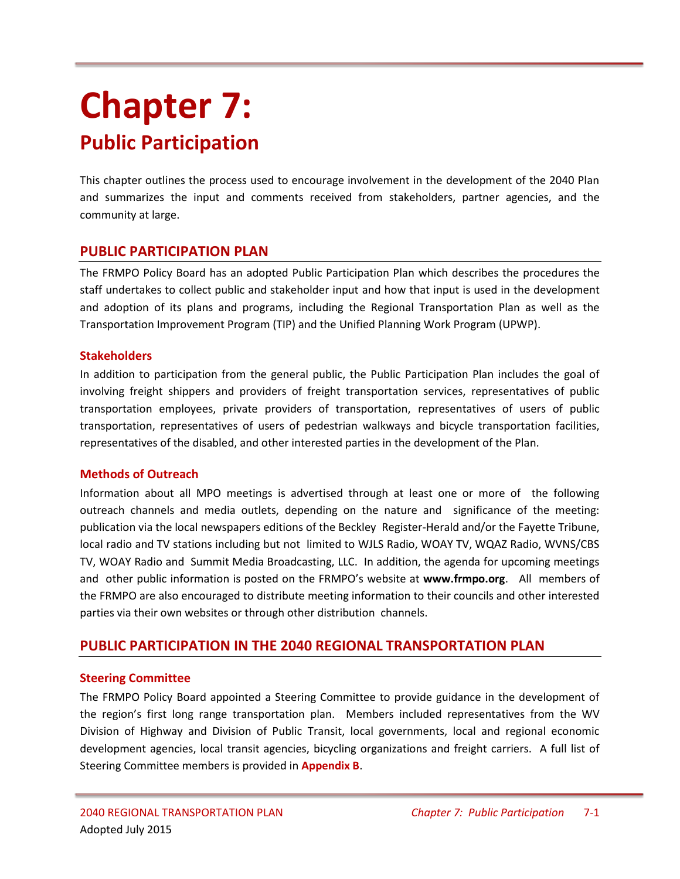# Chapter 7:

## Public Participation

This chapter outlines the process used to encourage involvement in the development of the 2040 Plan and summarizes the input and comments received from stakeholders, partner agencies, and the community at large.

## PUBLIC PARTICIPATION PLAN

The FRMPO Policy Board has an adopted Public Participation Plan which describes the procedures the staff undertakes to collect public and stakeholder input and how that input is used in the development and adoption of its plans and programs, including the Regional Transportation Plan as well as the Transportation Improvement Program (TIP) and the Unified Planning Work Program (UPWP).

### Stakeholders

In addition to participation from the general public, the Public Participation Plan includes the goal of involving freight shippers and providers of freight transportation services, representatives of public transportation employees, private providers of transportation, representatives of users of public transportation, representatives of users of pedestrian walkways and bicycle transportation facilities, representatives of the disabled, and other interested parties in the development of the Plan.

### Methods of Outreach

Information about all MPO meetings is advertised through at least one or more of the following outreach channels and media outlets, depending on the nature and significance of the meeting: publication via the local newspapers editions of the Beckley Register-Herald and/or the Fayette Tribune, local radio and TV stations including but not limited to WJLS Radio, WOAY TV, WQAZ Radio, WVNS/CBS TV, WOAY Radio and Summit Media Broadcasting, LLC. In addition, the agenda for upcoming meetings and other public information is posted on the FRMPO's website at **www.frmpo.org**. All members of the FRMPO are also encouraged to distribute meeting information to their councils and other interested parties via their own websites or through other distribution channels.

## PUBLIC PARTICIPATION IN THE 2040 REGIONAL TRANSPORTATION PLAN

### Steering Committee

The FRMPO Policy Board appointed a Steering Committee to provide guidance in the development of the region's first long range transportation plan. Members included representatives from the WV Division of Highway and Division of Public Transit, local governments, local and regional economic development agencies, local transit agencies, bicycling organizations and freight carriers. A full list of Steering Committee members is provided in **Appendix B**.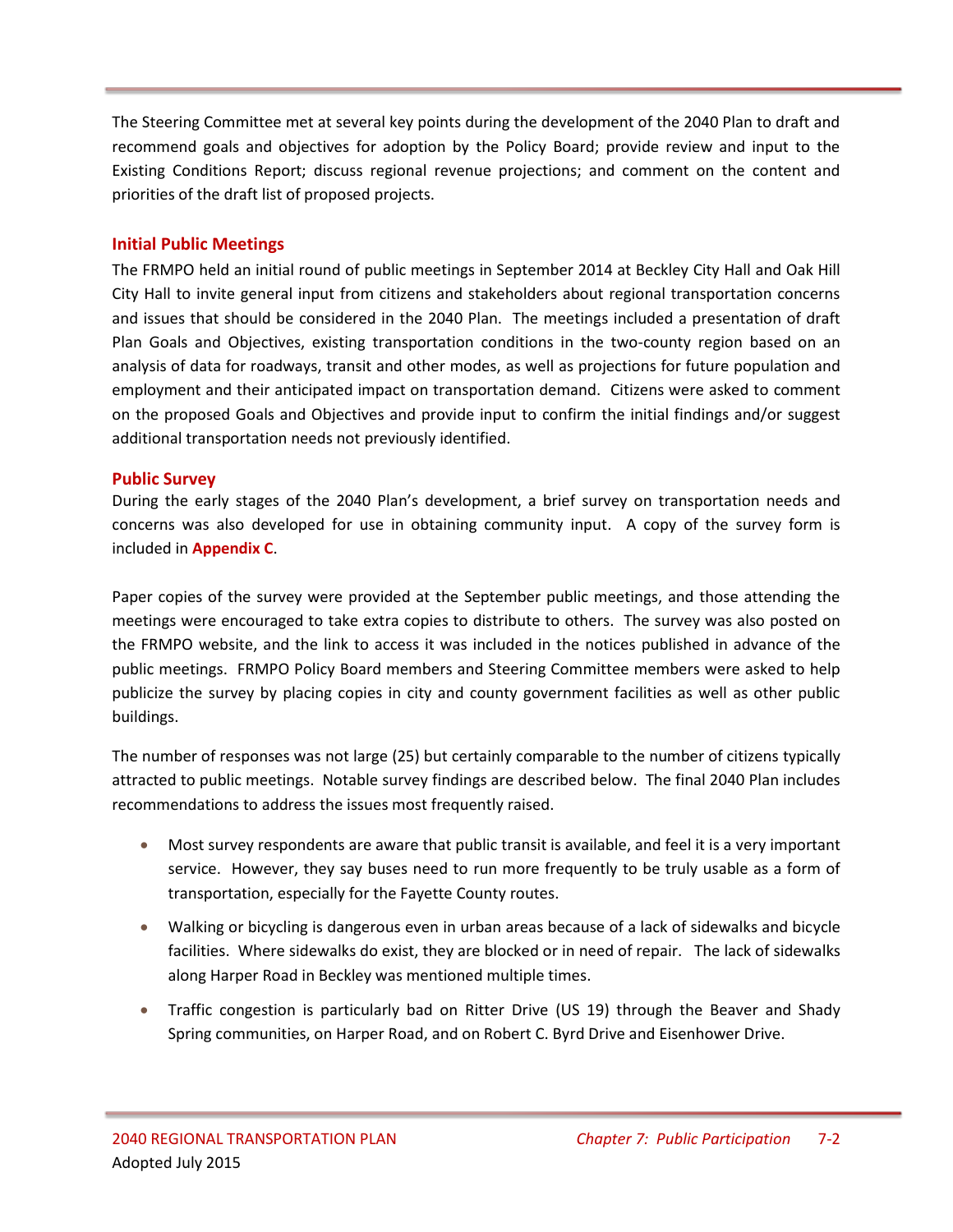The Steering Committee met at several key points during the development of the 2040 Plan to draft and recommend goals and objectives for adoption by the Policy Board; provide review and input to the Existing Conditions Report; discuss regional revenue projections; and comment on the content and priorities of the draft list of proposed projects.

## Initial Public Meetings

The FRMPO held an initial round of public meetings in September 2014 at Beckley City Hall and Oak Hill City Hall to invite general input from citizens and stakeholders about regional transportation concerns and issues that should be considered in the 2040 Plan. The meetings included a presentation of draft Plan Goals and Objectives, existing transportation conditions in the two-county region based on an analysis of data for roadways, transit and other modes, as well as projections for future population and employment and their anticipated impact on transportation demand. Citizens were asked to comment on the proposed Goals and Objectives and provide input to confirm the initial findings and/or suggest additional transportation needs not previously identified.

## Public Survey

During the early stages of the 2040 Plan's development, a brief survey on transportation needs and concerns was also developed for use in obtaining community input. A copy of the survey form is included in **Appendix C**.

Paper copies of the survey were provided at the September public meetings, and those attending the meetings were encouraged to take extra copies to distribute to others. The survey was also posted on the FRMPO website, and the link to access it was included in the notices published in advance of the public meetings. FRMPO Policy Board members and Steering Committee members were asked to help publicize the survey by placing copies in city and county government facilities as well as other public buildings.

The number of responses was not large (25) but certainly comparable to the number of citizens typically attracted to public meetings. Notable survey findings are described below. The final 2040 Plan includes recommendations to address the issues most frequently raised.

- Most survey respondents are aware that public transit is available, and feel it is a very important service. However, they say buses need to run more frequently to be truly usable as a form of transportation, especially for the Fayette County routes.
- Walking or bicycling is dangerous even in urban areas because of a lack of sidewalks and bicycle facilities. Where sidewalks do exist, they are blocked or in need of repair. The lack of sidewalks along Harper Road in Beckley was mentioned multiple times.
- Traffic congestion is particularly bad on Ritter Drive (US 19) through the Beaver and Shady Spring communities, on Harper Road, and on Robert C. Byrd Drive and Eisenhower Drive.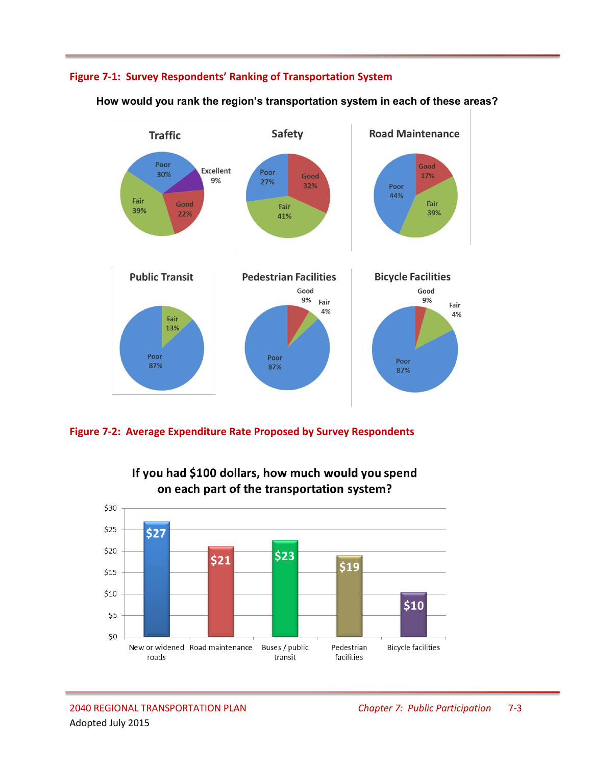**Figure 7-1: Survey Respondents' Ranking of Transportation System**

**How would you rank the region's transportation system in each of these areas?**

| Area | Excellent | Good | Fair | Poor |
|---|---|---|---|---|
| Traffic | 9% | 22% | 39% | 30% |
| Safety | | 32% | 41% | 27% |
| Road Maintenance | | 17% | 39% | 44% |
| Public Transit | | | 13% | 87% |
| Pedestrian Facilities | | 9% | 4% | 87% |
| Bicycle Facilities | | 9% | 4% | 87% |

**Figure 7-2: Average Expenditure Rate Proposed by Survey Respondents**

**If you had $100 dollars, how much would you spend on each part of the transportation system?**

| Category | Amount |
|---|---|
| New or widened roads | $27 |
| Road maintenance | $21 |
| Buses / public transit | $23 |
| Pedestrian facilities | $19 |
| Bicycle facilities | $10 |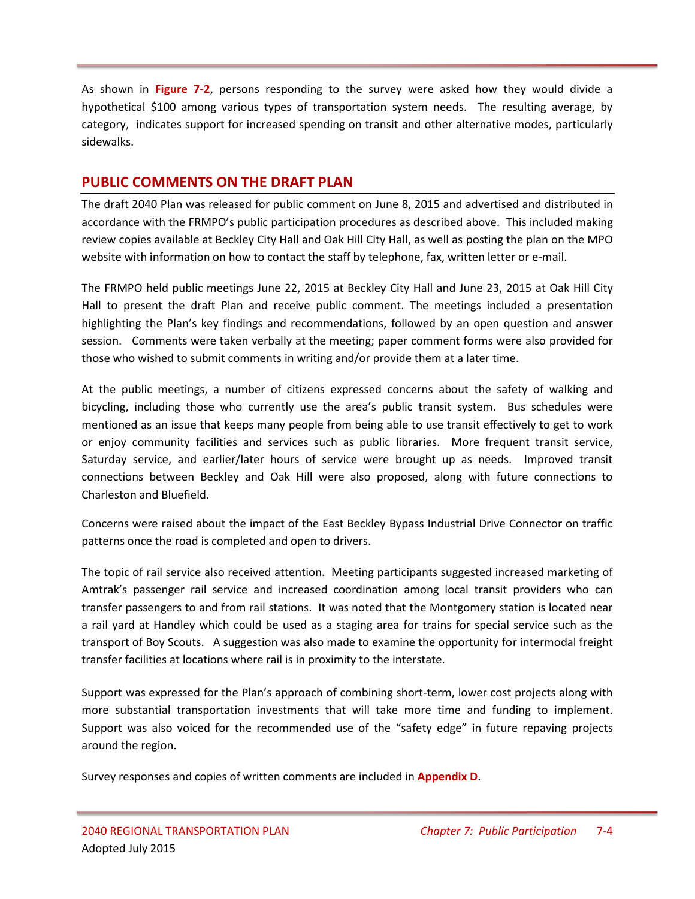As shown in **Figure 7-2**, persons responding to the survey were asked how they would divide a hypothetical $100 among various types of transportation system needs. The resulting average, by category, indicates support for increased spending on transit and other alternative modes, particularly sidewalks.

## PUBLIC COMMENTS ON THE DRAFT PLAN

The draft 2040 Plan was released for public comment on June 8, 2015 and advertised and distributed in accordance with the FRMPO's public participation procedures as described above. This included making review copies available at Beckley City Hall and Oak Hill City Hall, as well as posting the plan on the MPO website with information on how to contact the staff by telephone, fax, written letter or e-mail.

The FRMPO held public meetings June 22, 2015 at Beckley City Hall and June 23, 2015 at Oak Hill City Hall to present the draft Plan and receive public comment. The meetings included a presentation highlighting the Plan's key findings and recommendations, followed by an open question and answer session. Comments were taken verbally at the meeting; paper comment forms were also provided for those who wished to submit comments in writing and/or provide them at a later time.

At the public meetings, a number of citizens expressed concerns about the safety of walking and bicycling, including those who currently use the area's public transit system. Bus schedules were mentioned as an issue that keeps many people from being able to use transit effectively to get to work or enjoy community facilities and services such as public libraries. More frequent transit service, Saturday service, and earlier/later hours of service were brought up as needs. Improved transit connections between Beckley and Oak Hill were also proposed, along with future connections to Charleston and Bluefield.

Concerns were raised about the impact of the East Beckley Bypass Industrial Drive Connector on traffic patterns once the road is completed and open to drivers.

The topic of rail service also received attention. Meeting participants suggested increased marketing of Amtrak's passenger rail service and increased coordination among local transit providers who can transfer passengers to and from rail stations. It was noted that the Montgomery station is located near a rail yard at Handley which could be used as a staging area for trains for special service such as the transport of Boy Scouts. A suggestion was also made to examine the opportunity for intermodal freight transfer facilities at locations where rail is in proximity to the interstate.

Support was expressed for the Plan's approach of combining short-term, lower cost projects along with more substantial transportation investments that will take more time and funding to implement. Support was also voiced for the recommended use of the "safety edge" in future repaving projects around the region.

Survey responses and copies of written comments are included in **Appendix D**.